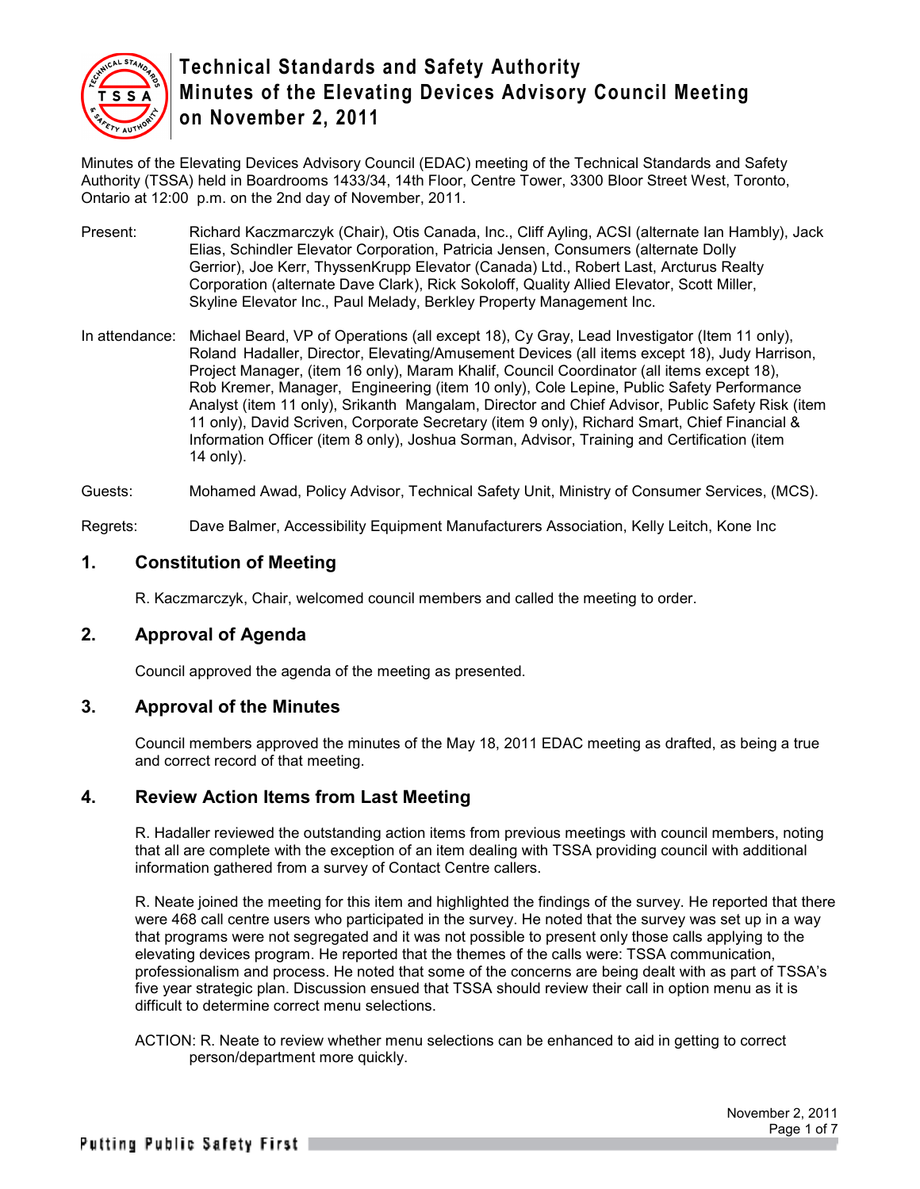# Technical Standards and Safety Authority
# Minutes of the Elevating Devices Advisory Council Meeting on November 2, 2011

Minutes of the Elevating Devices Advisory Council (EDAC) meeting of the Technical Standards and Safety Authority (TSSA) held in Boardrooms 1433/34, 14th Floor, Centre Tower, 3300 Bloor Street West, Toronto, Ontario at 12:00 p.m. on the 2nd day of November, 2011.

Present: Richard Kaczmarczyk (Chair), Otis Canada, Inc., Cliff Ayling, ACSI (alternate Ian Hambly), Jack Elias, Schindler Elevator Corporation, Patricia Jensen, Consumers (alternate Dolly Gerrior), Joe Kerr, ThyssenKrupp Elevator (Canada) Ltd., Robert Last, Arcturus Realty Corporation (alternate Dave Clark), Rick Sokoloff, Quality Allied Elevator, Scott Miller, Skyline Elevator Inc., Paul Melady, Berkley Property Management Inc.

In attendance: Michael Beard, VP of Operations (all except 18), Cy Gray, Lead Investigator (Item 11 only), Roland Hadaller, Director, Elevating/Amusement Devices (all items except 18), Judy Harrison, Project Manager, (item 16 only), Maram Khalif, Council Coordinator (all items except 18), Rob Kremer, Manager, Engineering (item 10 only), Cole Lepine, Public Safety Performance Analyst (item 11 only), Srikanth Mangalam, Director and Chief Advisor, Public Safety Risk (item 11 only), David Scriven, Corporate Secretary (item 9 only), Richard Smart, Chief Financial & Information Officer (item 8 only), Joshua Sorman, Advisor, Training and Certification (item 14 only).

Guests: Mohamed Awad, Policy Advisor, Technical Safety Unit, Ministry of Consumer Services, (MCS).

Regrets: Dave Balmer, Accessibility Equipment Manufacturers Association, Kelly Leitch, Kone Inc

## 1. Constitution of Meeting

R. Kaczmarczyk, Chair, welcomed council members and called the meeting to order.

## 2. Approval of Agenda

Council approved the agenda of the meeting as presented.

## 3. Approval of the Minutes

Council members approved the minutes of the May 18, 2011 EDAC meeting as drafted, as being a true and correct record of that meeting.

## 4. Review Action Items from Last Meeting

R. Hadaller reviewed the outstanding action items from previous meetings with council members, noting that all are complete with the exception of an item dealing with TSSA providing council with additional information gathered from a survey of Contact Centre callers.

R. Neate joined the meeting for this item and highlighted the findings of the survey. He reported that there were 468 call centre users who participated in the survey. He noted that the survey was set up in a way that programs were not segregated and it was not possible to present only those calls applying to the elevating devices program. He reported that the themes of the calls were: TSSA communication, professionalism and process. He noted that some of the concerns are being dealt with as part of TSSA's five year strategic plan. Discussion ensued that TSSA should review their call in option menu as it is difficult to determine correct menu selections.

ACTION: R. Neate to review whether menu selections can be enhanced to aid in getting to correct person/department more quickly.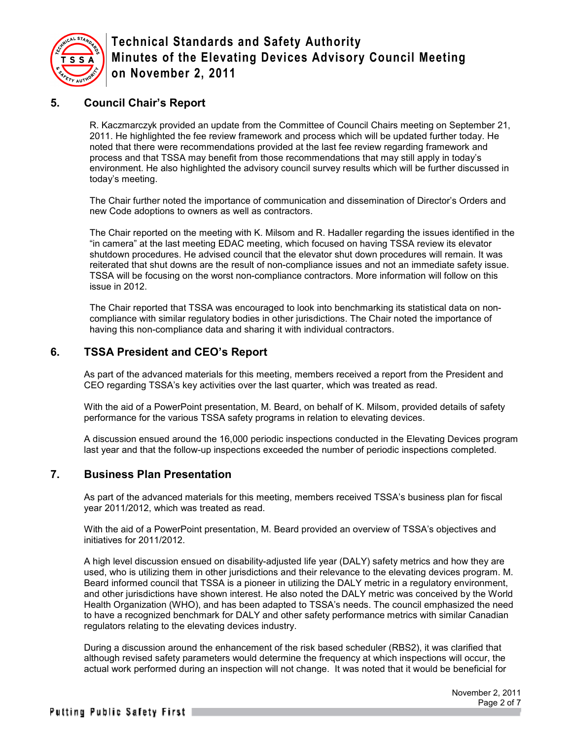## 5. Council Chair's Report

R. Kaczmarczyk provided an update from the Committee of Council Chairs meeting on September 21, 2011. He highlighted the fee review framework and process which will be updated further today. He noted that there were recommendations provided at the last fee review regarding framework and process and that TSSA may benefit from those recommendations that may still apply in today's environment. He also highlighted the advisory council survey results which will be further discussed in today's meeting.

The Chair further noted the importance of communication and dissemination of Director's Orders and new Code adoptions to owners as well as contractors.

The Chair reported on the meeting with K. Milsom and R. Hadaller regarding the issues identified in the "in camera" at the last meeting EDAC meeting, which focused on having TSSA review its elevator shutdown procedures. He advised council that the elevator shut down procedures will remain. It was reiterated that shut downs are the result of non-compliance issues and not an immediate safety issue. TSSA will be focusing on the worst non-compliance contractors. More information will follow on this issue in 2012.

The Chair reported that TSSA was encouraged to look into benchmarking its statistical data on non-compliance with similar regulatory bodies in other jurisdictions. The Chair noted the importance of having this non-compliance data and sharing it with individual contractors.

## 6. TSSA President and CEO's Report

As part of the advanced materials for this meeting, members received a report from the President and CEO regarding TSSA's key activities over the last quarter, which was treated as read.

With the aid of a PowerPoint presentation, M. Beard, on behalf of K. Milsom, provided details of safety performance for the various TSSA safety programs in relation to elevating devices.

A discussion ensued around the 16,000 periodic inspections conducted in the Elevating Devices program last year and that the follow-up inspections exceeded the number of periodic inspections completed.

## 7. Business Plan Presentation

As part of the advanced materials for this meeting, members received TSSA's business plan for fiscal year 2011/2012, which was treated as read.

With the aid of a PowerPoint presentation, M. Beard provided an overview of TSSA's objectives and initiatives for 2011/2012.

A high level discussion ensued on disability-adjusted life year (DALY) safety metrics and how they are used, who is utilizing them in other jurisdictions and their relevance to the elevating devices program. M. Beard informed council that TSSA is a pioneer in utilizing the DALY metric in a regulatory environment, and other jurisdictions have shown interest. He also noted the DALY metric was conceived by the World Health Organization (WHO), and has been adapted to TSSA's needs. The council emphasized the need to have a recognized benchmark for DALY and other safety performance metrics with similar Canadian regulators relating to the elevating devices industry.

During a discussion around the enhancement of the risk based scheduler (RBS2), it was clarified that although revised safety parameters would determine the frequency at which inspections will occur, the actual work performed during an inspection will not change. It was noted that it would be beneficial for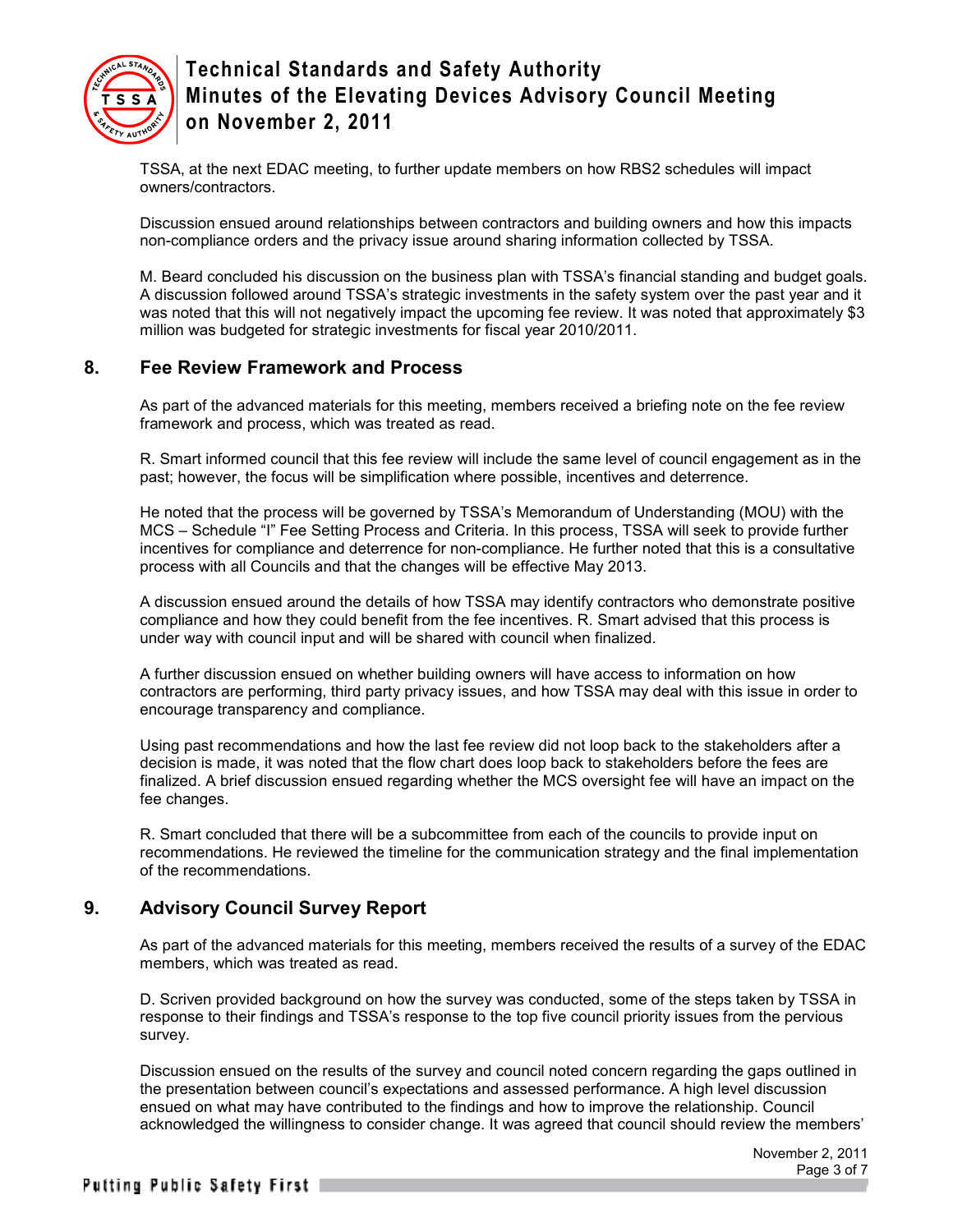TSSA, at the next EDAC meeting, to further update members on how RBS2 schedules will impact owners/contractors.

Discussion ensued around relationships between contractors and building owners and how this impacts non-compliance orders and the privacy issue around sharing information collected by TSSA.

M. Beard concluded his discussion on the business plan with TSSA's financial standing and budget goals. A discussion followed around TSSA's strategic investments in the safety system over the past year and it was noted that this will not negatively impact the upcoming fee review. It was noted that approximately $3 million was budgeted for strategic investments for fiscal year 2010/2011.

## 8. Fee Review Framework and Process

As part of the advanced materials for this meeting, members received a briefing note on the fee review framework and process, which was treated as read.

R. Smart informed council that this fee review will include the same level of council engagement as in the past; however, the focus will be simplification where possible, incentives and deterrence.

He noted that the process will be governed by TSSA's Memorandum of Understanding (MOU) with the MCS – Schedule "I" Fee Setting Process and Criteria. In this process, TSSA will seek to provide further incentives for compliance and deterrence for non-compliance. He further noted that this is a consultative process with all Councils and that the changes will be effective May 2013.

A discussion ensued around the details of how TSSA may identify contractors who demonstrate positive compliance and how they could benefit from the fee incentives. R. Smart advised that this process is under way with council input and will be shared with council when finalized.

A further discussion ensued on whether building owners will have access to information on how contractors are performing, third party privacy issues, and how TSSA may deal with this issue in order to encourage transparency and compliance.

Using past recommendations and how the last fee review did not loop back to the stakeholders after a decision is made, it was noted that the flow chart does loop back to stakeholders before the fees are finalized. A brief discussion ensued regarding whether the MCS oversight fee will have an impact on the fee changes.

R. Smart concluded that there will be a subcommittee from each of the councils to provide input on recommendations. He reviewed the timeline for the communication strategy and the final implementation of the recommendations.

## 9. Advisory Council Survey Report

As part of the advanced materials for this meeting, members received the results of a survey of the EDAC members, which was treated as read.

D. Scriven provided background on how the survey was conducted, some of the steps taken by TSSA in response to their findings and TSSA's response to the top five council priority issues from the pervious survey.

Discussion ensued on the results of the survey and council noted concern regarding the gaps outlined in the presentation between council's expectations and assessed performance. A high level discussion ensued on what may have contributed to the findings and how to improve the relationship. Council acknowledged the willingness to consider change. It was agreed that council should review the members'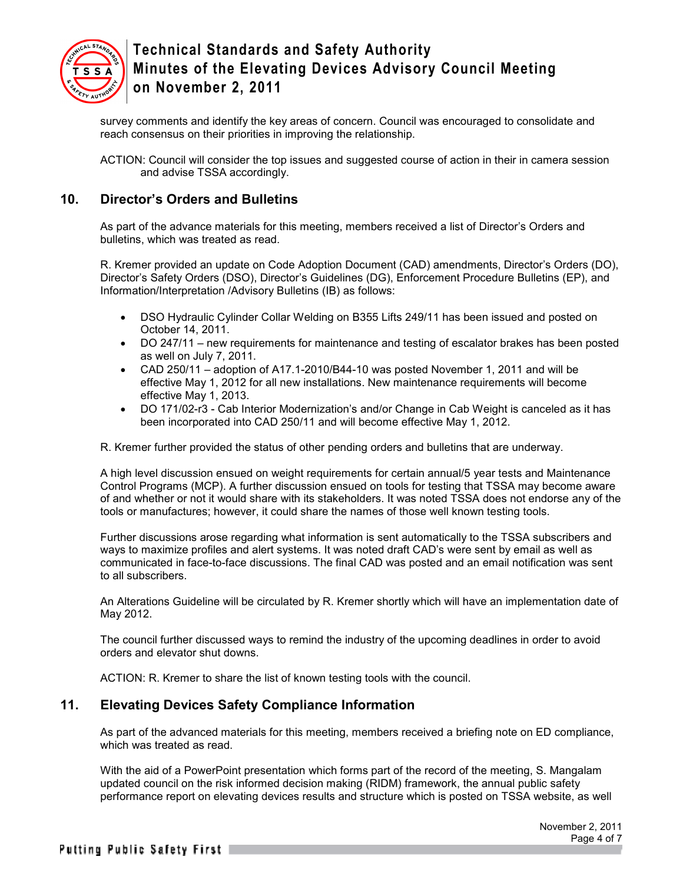survey comments and identify the key areas of concern. Council was encouraged to consolidate and reach consensus on their priorities in improving the relationship.

ACTION: Council will consider the top issues and suggested course of action in their in camera session and advise TSSA accordingly.

## 10. Director's Orders and Bulletins

As part of the advance materials for this meeting, members received a list of Director's Orders and bulletins, which was treated as read.

R. Kremer provided an update on Code Adoption Document (CAD) amendments, Director's Orders (DO), Director's Safety Orders (DSO), Director's Guidelines (DG), Enforcement Procedure Bulletins (EP), and Information/Interpretation /Advisory Bulletins (IB) as follows:

- DSO Hydraulic Cylinder Collar Welding on B355 Lifts 249/11 has been issued and posted on October 14, 2011.
- DO 247/11 – new requirements for maintenance and testing of escalator brakes has been posted as well on July 7, 2011.
- CAD 250/11 – adoption of A17.1-2010/B44-10 was posted November 1, 2011 and will be effective May 1, 2012 for all new installations. New maintenance requirements will become effective May 1, 2013.
- DO 171/02-r3 - Cab Interior Modernization's and/or Change in Cab Weight is canceled as it has been incorporated into CAD 250/11 and will become effective May 1, 2012.

R. Kremer further provided the status of other pending orders and bulletins that are underway.

A high level discussion ensued on weight requirements for certain annual/5 year tests and Maintenance Control Programs (MCP). A further discussion ensued on tools for testing that TSSA may become aware of and whether or not it would share with its stakeholders. It was noted TSSA does not endorse any of the tools or manufactures; however, it could share the names of those well known testing tools.

Further discussions arose regarding what information is sent automatically to the TSSA subscribers and ways to maximize profiles and alert systems. It was noted draft CAD's were sent by email as well as communicated in face-to-face discussions. The final CAD was posted and an email notification was sent to all subscribers.

An Alterations Guideline will be circulated by R. Kremer shortly which will have an implementation date of May 2012.

The council further discussed ways to remind the industry of the upcoming deadlines in order to avoid orders and elevator shut downs.

ACTION: R. Kremer to share the list of known testing tools with the council.

## 11. Elevating Devices Safety Compliance Information

As part of the advanced materials for this meeting, members received a briefing note on ED compliance, which was treated as read.

With the aid of a PowerPoint presentation which forms part of the record of the meeting, S. Mangalam updated council on the risk informed decision making (RIDM) framework, the annual public safety performance report on elevating devices results and structure which is posted on TSSA website, as well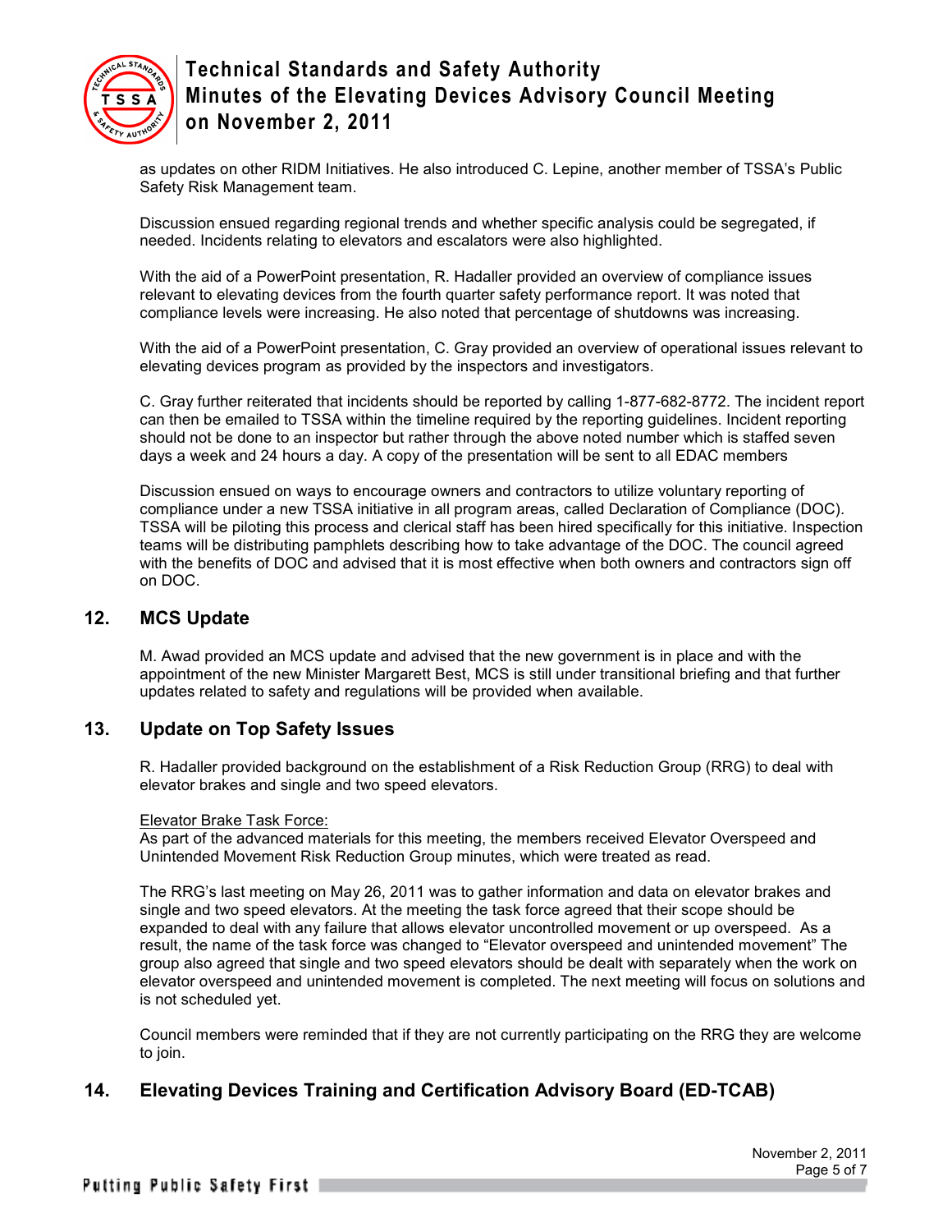as updates on other RIDM Initiatives. He also introduced C. Lepine, another member of TSSA's Public Safety Risk Management team.

Discussion ensued regarding regional trends and whether specific analysis could be segregated, if needed. Incidents relating to elevators and escalators were also highlighted.

With the aid of a PowerPoint presentation, R. Hadaller provided an overview of compliance issues relevant to elevating devices from the fourth quarter safety performance report. It was noted that compliance levels were increasing. He also noted that percentage of shutdowns was increasing.

With the aid of a PowerPoint presentation, C. Gray provided an overview of operational issues relevant to elevating devices program as provided by the inspectors and investigators.

C. Gray further reiterated that incidents should be reported by calling 1-877-682-8772. The incident report can then be emailed to TSSA within the timeline required by the reporting guidelines. Incident reporting should not be done to an inspector but rather through the above noted number which is staffed seven days a week and 24 hours a day. A copy of the presentation will be sent to all EDAC members

Discussion ensued on ways to encourage owners and contractors to utilize voluntary reporting of compliance under a new TSSA initiative in all program areas, called Declaration of Compliance (DOC). TSSA will be piloting this process and clerical staff has been hired specifically for this initiative. Inspection teams will be distributing pamphlets describing how to take advantage of the DOC. The council agreed with the benefits of DOC and advised that it is most effective when both owners and contractors sign off on DOC.

## 12. MCS Update

M. Awad provided an MCS update and advised that the new government is in place and with the appointment of the new Minister Margarett Best, MCS is still under transitional briefing and that further updates related to safety and regulations will be provided when available.

## 13. Update on Top Safety Issues

R. Hadaller provided background on the establishment of a Risk Reduction Group (RRG) to deal with elevator brakes and single and two speed elevators.

Elevator Brake Task Force:

As part of the advanced materials for this meeting, the members received Elevator Overspeed and Unintended Movement Risk Reduction Group minutes, which were treated as read.

The RRG's last meeting on May 26, 2011 was to gather information and data on elevator brakes and single and two speed elevators. At the meeting the task force agreed that their scope should be expanded to deal with any failure that allows elevator uncontrolled movement or up overspeed. As a result, the name of the task force was changed to "Elevator overspeed and unintended movement" The group also agreed that single and two speed elevators should be dealt with separately when the work on elevator overspeed and unintended movement is completed. The next meeting will focus on solutions and is not scheduled yet.

Council members were reminded that if they are not currently participating on the RRG they are welcome to join.

## 14. Elevating Devices Training and Certification Advisory Board (ED-TCAB)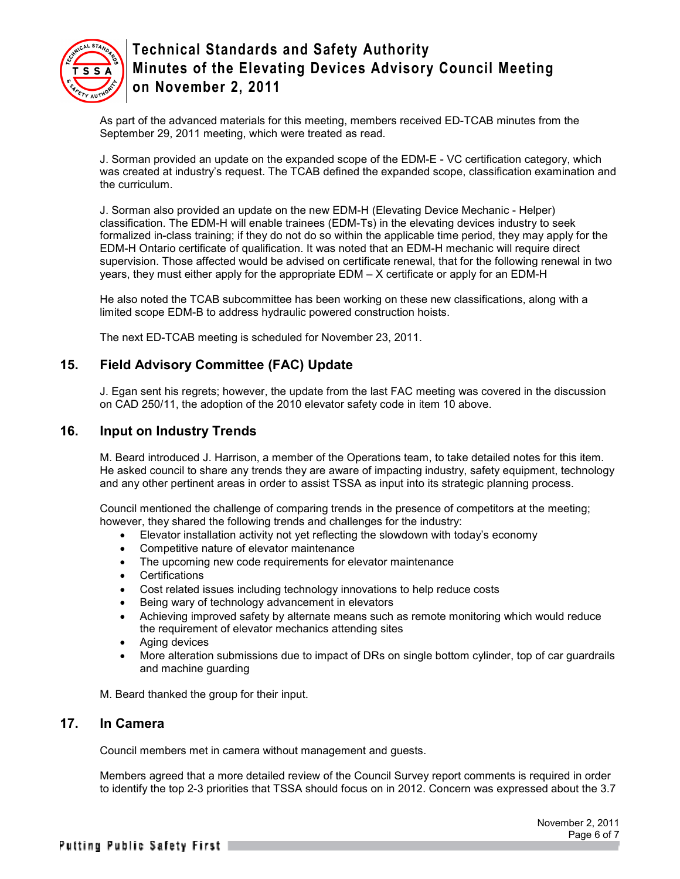As part of the advanced materials for this meeting, members received ED-TCAB minutes from the September 29, 2011 meeting, which were treated as read.

J. Sorman provided an update on the expanded scope of the EDM-E - VC certification category, which was created at industry's request. The TCAB defined the expanded scope, classification examination and the curriculum.

J. Sorman also provided an update on the new EDM-H (Elevating Device Mechanic - Helper) classification. The EDM-H will enable trainees (EDM-Ts) in the elevating devices industry to seek formalized in-class training; if they do not do so within the applicable time period, they may apply for the EDM-H Ontario certificate of qualification. It was noted that an EDM-H mechanic will require direct supervision. Those affected would be advised on certificate renewal, that for the following renewal in two years, they must either apply for the appropriate EDM – X certificate or apply for an EDM-H

He also noted the TCAB subcommittee has been working on these new classifications, along with a limited scope EDM-B to address hydraulic powered construction hoists.

The next ED-TCAB meeting is scheduled for November 23, 2011.

## 15. Field Advisory Committee (FAC) Update

J. Egan sent his regrets; however, the update from the last FAC meeting was covered in the discussion on CAD 250/11, the adoption of the 2010 elevator safety code in item 10 above.

## 16. Input on Industry Trends

M. Beard introduced J. Harrison, a member of the Operations team, to take detailed notes for this item. He asked council to share any trends they are aware of impacting industry, safety equipment, technology and any other pertinent areas in order to assist TSSA as input into its strategic planning process.

Council mentioned the challenge of comparing trends in the presence of competitors at the meeting; however, they shared the following trends and challenges for the industry:

- Elevator installation activity not yet reflecting the slowdown with today's economy
- Competitive nature of elevator maintenance
- The upcoming new code requirements for elevator maintenance
- Certifications
- Cost related issues including technology innovations to help reduce costs
- Being wary of technology advancement in elevators
- Achieving improved safety by alternate means such as remote monitoring which would reduce the requirement of elevator mechanics attending sites
- Aging devices
- More alteration submissions due to impact of DRs on single bottom cylinder, top of car guardrails and machine guarding

M. Beard thanked the group for their input.

## 17. In Camera

Council members met in camera without management and guests.

Members agreed that a more detailed review of the Council Survey report comments is required in order to identify the top 2-3 priorities that TSSA should focus on in 2012. Concern was expressed about the 3.7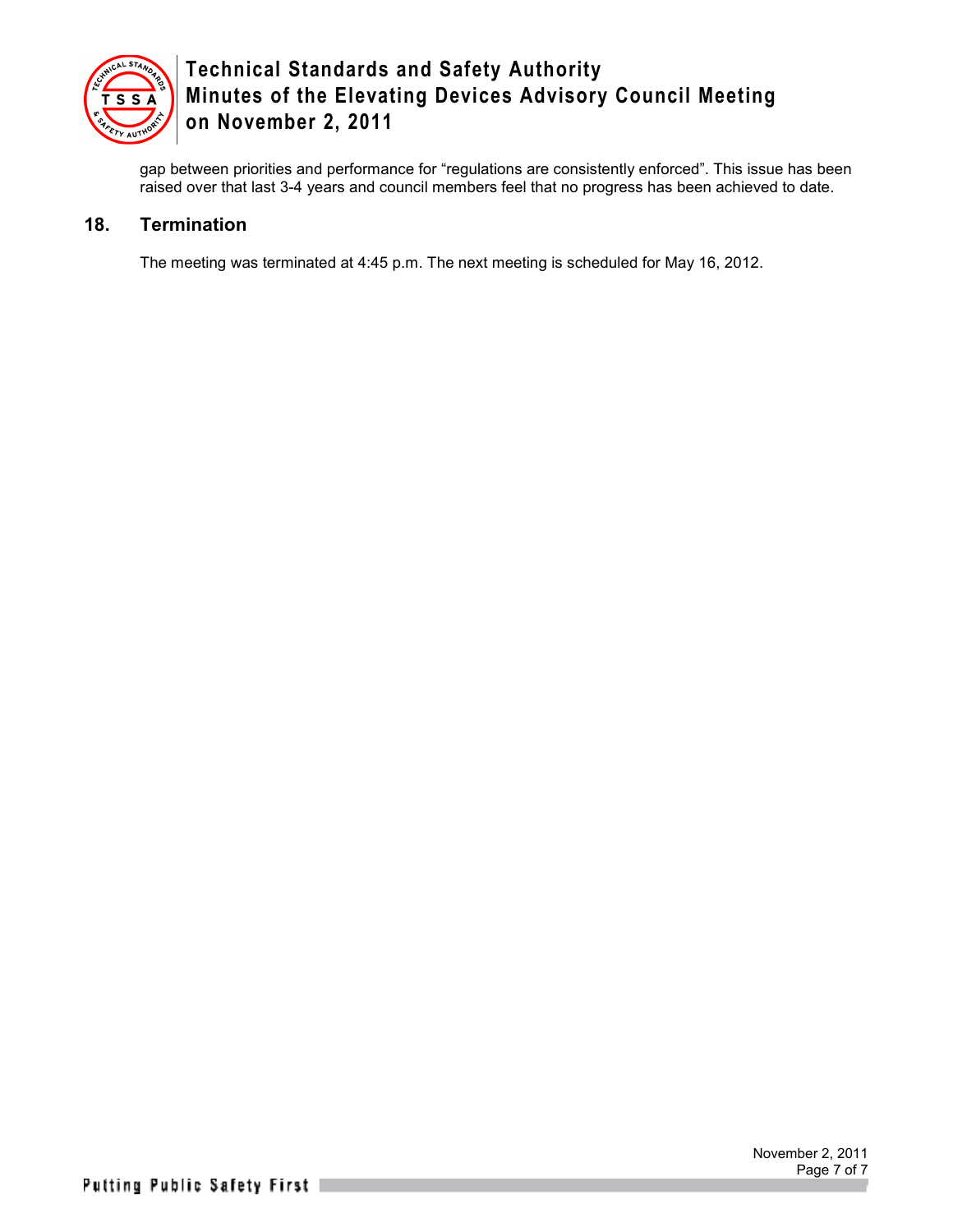gap between priorities and performance for "regulations are consistently enforced". This issue has been raised over that last 3-4 years and council members feel that no progress has been achieved to date.

## 18. Termination

The meeting was terminated at 4:45 p.m. The next meeting is scheduled for May 16, 2012.